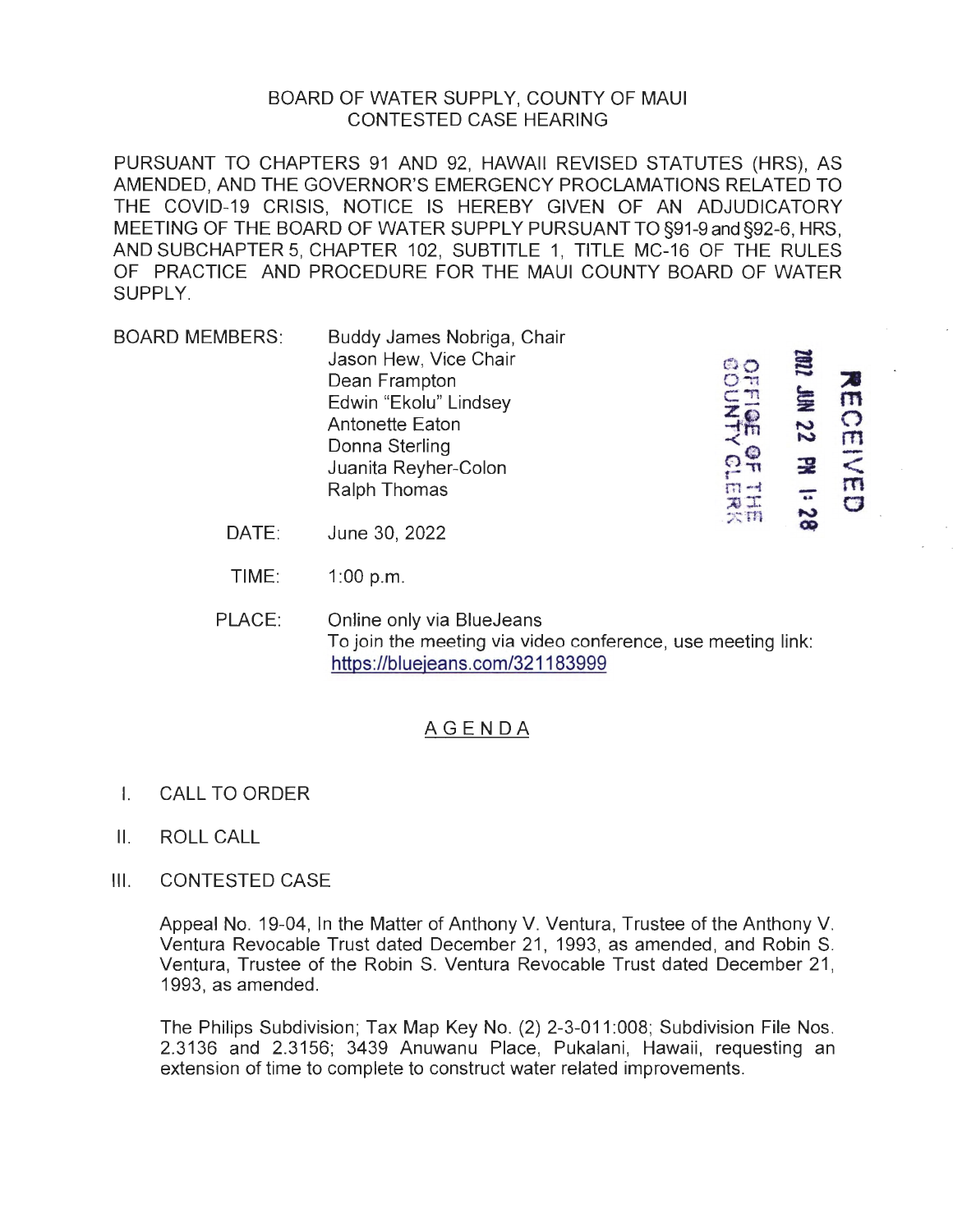BOARD OF WATER SUPPLY, COUNTY OF MAUI
CONTESTED CASE HEARING

PURSUANT TO CHAPTERS 91 AND 92, HAWAII REVISED STATUTES (HRS), AS AMENDED, AND THE GOVERNOR'S EMERGENCY PROCLAMATIONS RELATED TO THE COVID-19 CRISIS, NOTICE IS HEREBY GIVEN OF AN ADJUDICATORY MEETING OF THE BOARD OF WATER SUPPLY PURSUANT TO §91-9 and §92-6, HRS, AND SUBCHAPTER 5, CHAPTER 102, SUBTITLE 1, TITLE MC-16 OF THE RULES OF PRACTICE AND PROCEDURE FOR THE MAUI COUNTY BOARD OF WATER SUPPLY.

RECEIVED
2022 JUN 22 PM 1:28
OFFICE OF THE COUNTY CLERK

BOARD MEMBERS: Buddy James Nobriga, Chair
Jason Hew, Vice Chair
Dean Frampton
Edwin "Ekolu" Lindsey
Antonette Eaton
Donna Sterling
Juanita Reyher-Colon
Ralph Thomas

DATE: June 30, 2022

TIME: 1:00 p.m.

PLACE: Online only via BlueJeans
To join the meeting via video conference, use meeting link:
https://bluejeans.com/321183999

## AGENDA

I. CALL TO ORDER

II. ROLL CALL

III. CONTESTED CASE

Appeal No. 19-04, In the Matter of Anthony V. Ventura, Trustee of the Anthony V. Ventura Revocable Trust dated December 21, 1993, as amended, and Robin S. Ventura, Trustee of the Robin S. Ventura Revocable Trust dated December 21, 1993, as amended.

The Philips Subdivision; Tax Map Key No. (2) 2-3-011:008; Subdivision File Nos. 2.3136 and 2.3156; 3439 Anuwanu Place, Pukalani, Hawaii, requesting an extension of time to complete to construct water related improvements.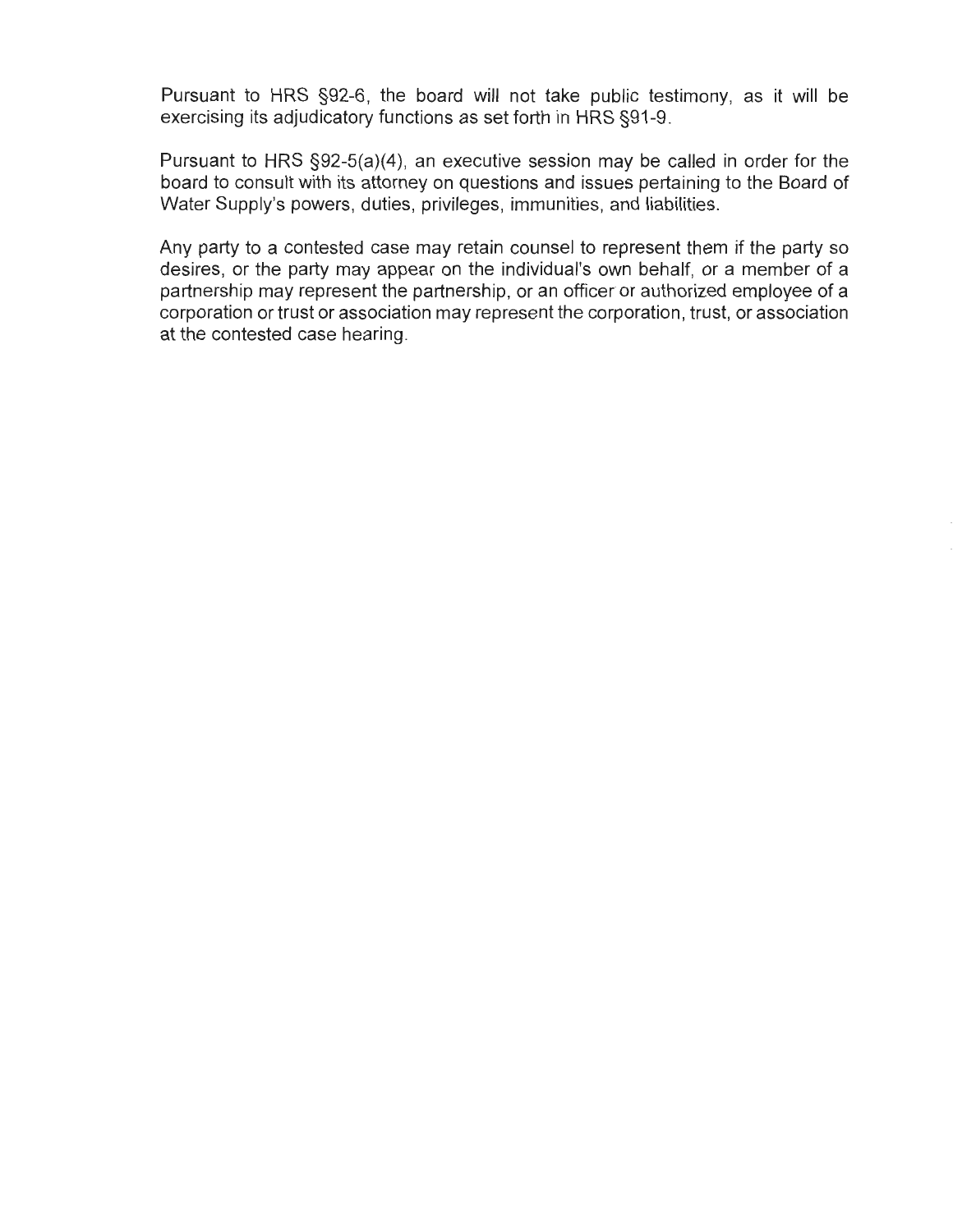Pursuant to HRS §92-6, the board will not take public testimony, as it will be exercising its adjudicatory functions as set forth in HRS §91-9.

Pursuant to HRS §92-5(a)(4), an executive session may be called in order for the board to consult with its attorney on questions and issues pertaining to the Board of Water Supply's powers, duties, privileges, immunities, and liabilities.

Any party to a contested case may retain counsel to represent them if the party so desires, or the party may appear on the individual's own behalf, or a member of a partnership may represent the partnership, or an officer or authorized employee of a corporation or trust or association may represent the corporation, trust, or association at the contested case hearing.